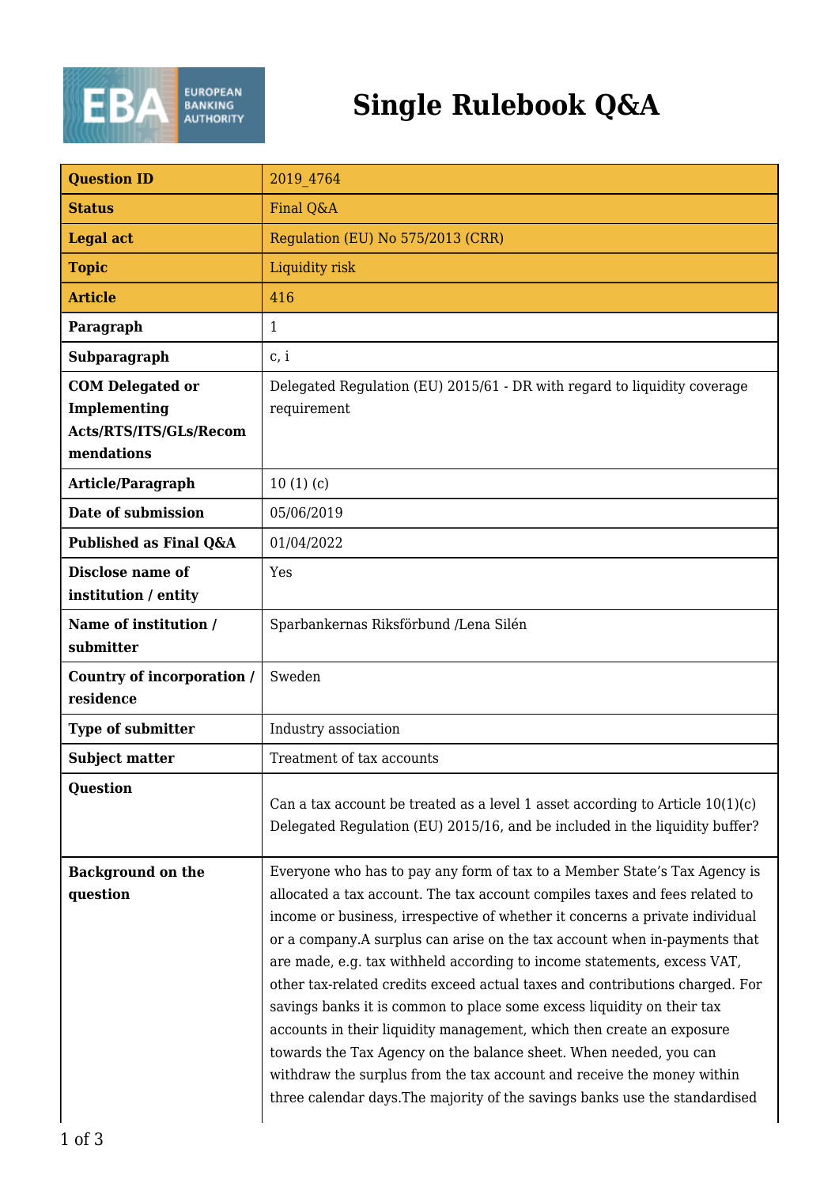# Single Rulebook Q&A

| Question ID | 2019_4764 |
|---|---|
| Status | Final Q&A |
| Legal act | Regulation (EU) No 575/2013 (CRR) |
| Topic | Liquidity risk |
| Article | 416 |
| Paragraph | 1 |
| Subparagraph | c, i |
| COM Delegated or Implementing Acts/RTS/ITS/GLs/Recommendations | Delegated Regulation (EU) 2015/61 - DR with regard to liquidity coverage requirement |
| Article/Paragraph | 10 (1) (c) |
| Date of submission | 05/06/2019 |
| Published as Final Q&A | 01/04/2022 |
| Disclose name of institution / entity | Yes |
| Name of institution / submitter | Sparbankernas Riksförbund /Lena Silén |
| Country of incorporation / residence | Sweden |
| Type of submitter | Industry association |
| Subject matter | Treatment of tax accounts |
| Question | Can a tax account be treated as a level 1 asset according to Article 10(1)(c) Delegated Regulation (EU) 2015/16, and be included in the liquidity buffer? |
| Background on the question | Everyone who has to pay any form of tax to a Member State's Tax Agency is allocated a tax account. The tax account compiles taxes and fees related to income or business, irrespective of whether it concerns a private individual or a company.A surplus can arise on the tax account when in-payments that are made, e.g. tax withheld according to income statements, excess VAT, other tax-related credits exceed actual taxes and contributions charged. For savings banks it is common to place some excess liquidity on their tax accounts in their liquidity management, which then create an exposure towards the Tax Agency on the balance sheet. When needed, you can withdraw the surplus from the tax account and receive the money within three calendar days.The majority of the savings banks use the standardised |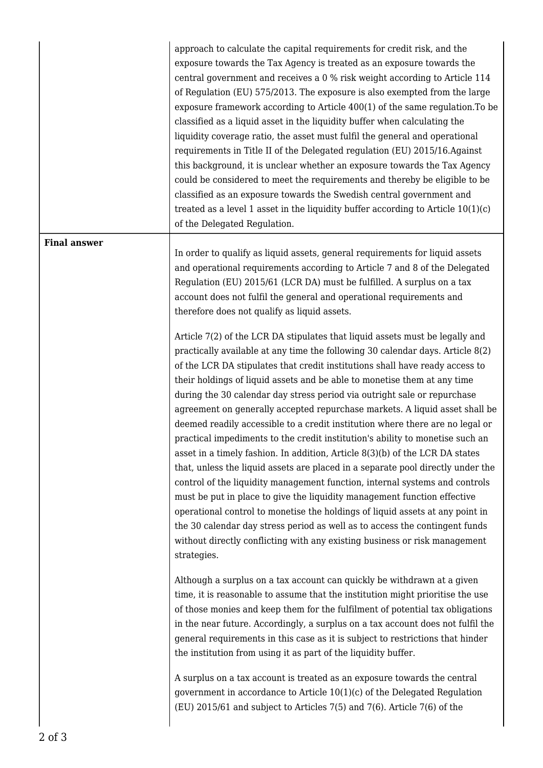| | |
|---|---|
| | approach to calculate the capital requirements for credit risk, and the exposure towards the Tax Agency is treated as an exposure towards the central government and receives a 0 % risk weight according to Article 114 of Regulation (EU) 575/2013. The exposure is also exempted from the large exposure framework according to Article 400(1) of the same regulation.To be classified as a liquid asset in the liquidity buffer when calculating the liquidity coverage ratio, the asset must fulfil the general and operational requirements in Title II of the Delegated regulation (EU) 2015/16.Against this background, it is unclear whether an exposure towards the Tax Agency could be considered to meet the requirements and thereby be eligible to be classified as an exposure towards the Swedish central government and treated as a level 1 asset in the liquidity buffer according to Article 10(1)(c) of the Delegated Regulation. |
| **Final answer** | In order to qualify as liquid assets, general requirements for liquid assets and operational requirements according to Article 7 and 8 of the Delegated Regulation (EU) 2015/61 (LCR DA) must be fulfilled. A surplus on a tax account does not fulfil the general and operational requirements and therefore does not qualify as liquid assets.<br><br>Article 7(2) of the LCR DA stipulates that liquid assets must be legally and practically available at any time the following 30 calendar days. Article 8(2) of the LCR DA stipulates that credit institutions shall have ready access to their holdings of liquid assets and be able to monetise them at any time during the 30 calendar day stress period via outright sale or repurchase agreement on generally accepted repurchase markets. A liquid asset shall be deemed readily accessible to a credit institution where there are no legal or practical impediments to the credit institution's ability to monetise such an asset in a timely fashion. In addition, Article 8(3)(b) of the LCR DA states that, unless the liquid assets are placed in a separate pool directly under the control of the liquidity management function, internal systems and controls must be put in place to give the liquidity management function effective operational control to monetise the holdings of liquid assets at any point in the 30 calendar day stress period as well as to access the contingent funds without directly conflicting with any existing business or risk management strategies.<br><br>Although a surplus on a tax account can quickly be withdrawn at a given time, it is reasonable to assume that the institution might prioritise the use of those monies and keep them for the fulfilment of potential tax obligations in the near future. Accordingly, a surplus on a tax account does not fulfil the general requirements in this case as it is subject to restrictions that hinder the institution from using it as part of the liquidity buffer.<br><br>A surplus on a tax account is treated as an exposure towards the central government in accordance to Article 10(1)(c) of the Delegated Regulation (EU) 2015/61 and subject to Articles 7(5) and 7(6). Article 7(6) of the |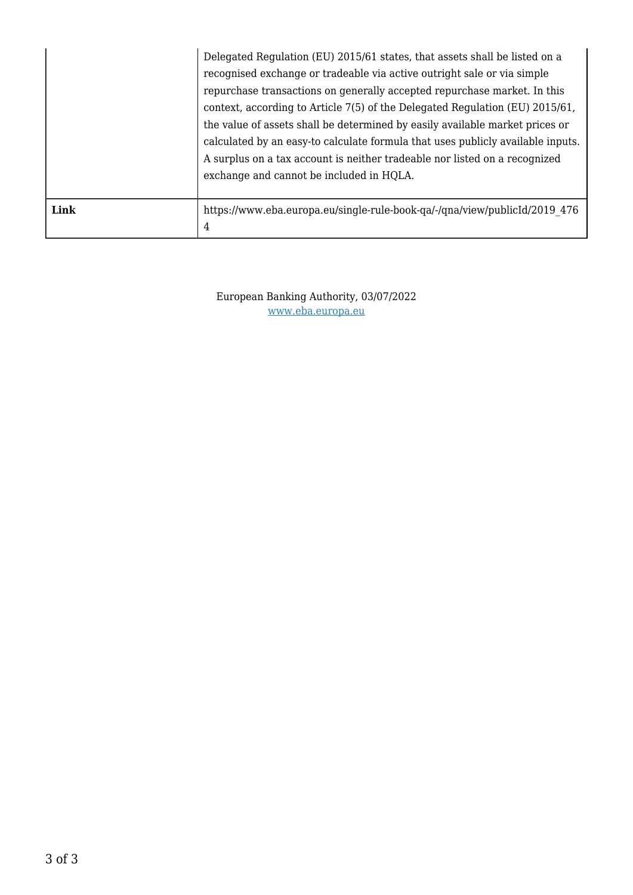| | |
|---|---|
| | Delegated Regulation (EU) 2015/61 states, that assets shall be listed on a recognised exchange or tradeable via active outright sale or via simple repurchase transactions on generally accepted repurchase market. In this context, according to Article 7(5) of the Delegated Regulation (EU) 2015/61, the value of assets shall be determined by easily available market prices or calculated by an easy-to calculate formula that uses publicly available inputs. A surplus on a tax account is neither tradeable nor listed on a recognized exchange and cannot be included in HQLA. |
| **Link** | https://www.eba.europa.eu/single-rule-book-qa/-/qna/view/publicId/2019_4764 |

European Banking Authority, 03/07/2022
www.eba.europa.eu